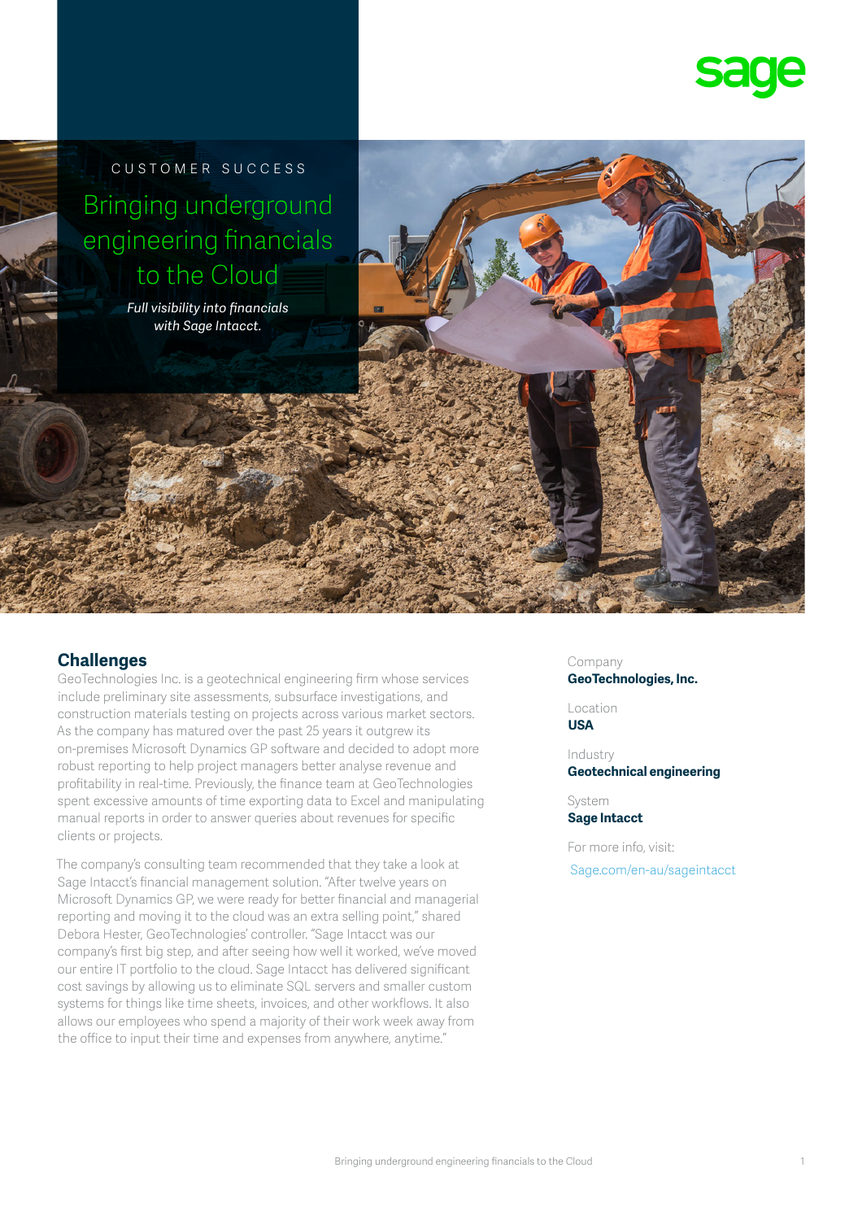sage

CUSTOMER SUCCESS

# Bringing underground engineering financials to the Cloud

*Full visibility into financials with Sage Intacct.*

## Challenges

GeoTechnologies Inc. is a geotechnical engineering firm whose services include preliminary site assessments, subsurface investigations, and construction materials testing on projects across various market sectors. As the company has matured over the past 25 years it outgrew its on-premises Microsoft Dynamics GP software and decided to adopt more robust reporting to help project managers better analyse revenue and profitability in real-time. Previously, the finance team at GeoTechnologies spent excessive amounts of time exporting data to Excel and manipulating manual reports in order to answer queries about revenues for specific clients or projects.

The company's consulting team recommended that they take a look at Sage Intacct's financial management solution. "After twelve years on Microsoft Dynamics GP, we were ready for better financial and managerial reporting and moving it to the cloud was an extra selling point," shared Debora Hester, GeoTechnologies' controller. "Sage Intacct was our company's first big step, and after seeing how well it worked, we've moved our entire IT portfolio to the cloud. Sage Intacct has delivered significant cost savings by allowing us to eliminate SQL servers and smaller custom systems for things like time sheets, invoices, and other workflows. It also allows our employees who spend a majority of their work week away from the office to input their time and expenses from anywhere, anytime."

Company
**GeoTechnologies, Inc.**

Location
**USA**

Industry
**Geotechnical engineering**

System
**Sage Intacct**

For more info, visit:
Sage.com/en-au/sageintacct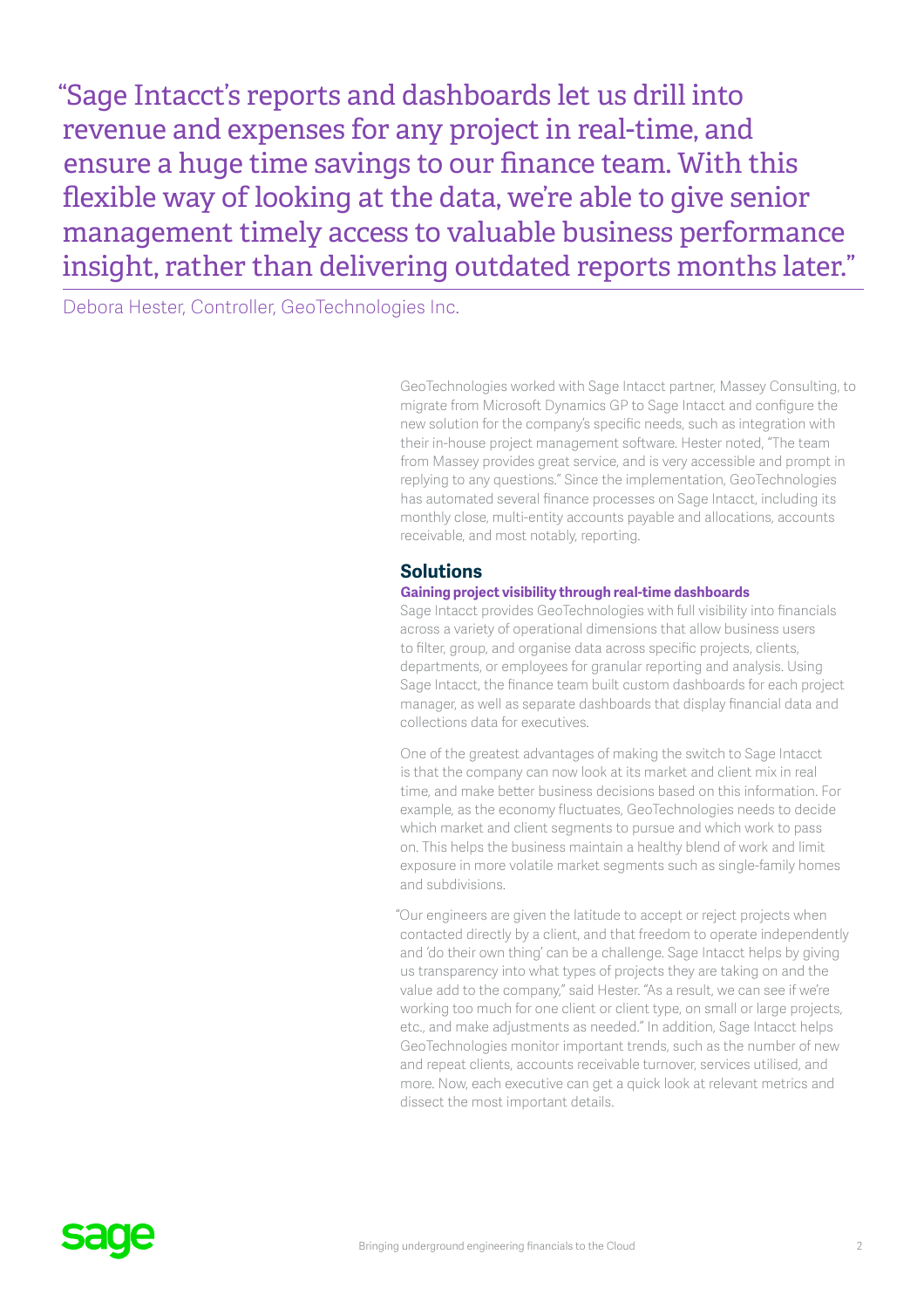> "Sage Intacct's reports and dashboards let us drill into revenue and expenses for any project in real-time, and ensure a huge time savings to our finance team. With this flexible way of looking at the data, we're able to give senior management timely access to valuable business performance insight, rather than delivering outdated reports months later."

Debora Hester, Controller, GeoTechnologies Inc.

GeoTechnologies worked with Sage Intacct partner, Massey Consulting, to migrate from Microsoft Dynamics GP to Sage Intacct and configure the new solution for the company's specific needs, such as integration with their in-house project management software. Hester noted, "The team from Massey provides great service, and is very accessible and prompt in replying to any questions." Since the implementation, GeoTechnologies has automated several finance processes on Sage Intacct, including its monthly close, multi-entity accounts payable and allocations, accounts receivable, and most notably, reporting.

## Solutions

### Gaining project visibility through real-time dashboards

Sage Intacct provides GeoTechnologies with full visibility into financials across a variety of operational dimensions that allow business users to filter, group, and organise data across specific projects, clients, departments, or employees for granular reporting and analysis. Using Sage Intacct, the finance team built custom dashboards for each project manager, as well as separate dashboards that display financial data and collections data for executives.

One of the greatest advantages of making the switch to Sage Intacct is that the company can now look at its market and client mix in real time, and make better business decisions based on this information. For example, as the economy fluctuates, GeoTechnologies needs to decide which market and client segments to pursue and which work to pass on. This helps the business maintain a healthy blend of work and limit exposure in more volatile market segments such as single-family homes and subdivisions.

"Our engineers are given the latitude to accept or reject projects when contacted directly by a client, and that freedom to operate independently and 'do their own thing' can be a challenge. Sage Intacct helps by giving us transparency into what types of projects they are taking on and the value add to the company," said Hester. "As a result, we can see if we're working too much for one client or client type, on small or large projects, etc., and make adjustments as needed." In addition, Sage Intacct helps GeoTechnologies monitor important trends, such as the number of new and repeat clients, accounts receivable turnover, services utilised, and more. Now, each executive can get a quick look at relevant metrics and dissect the most important details.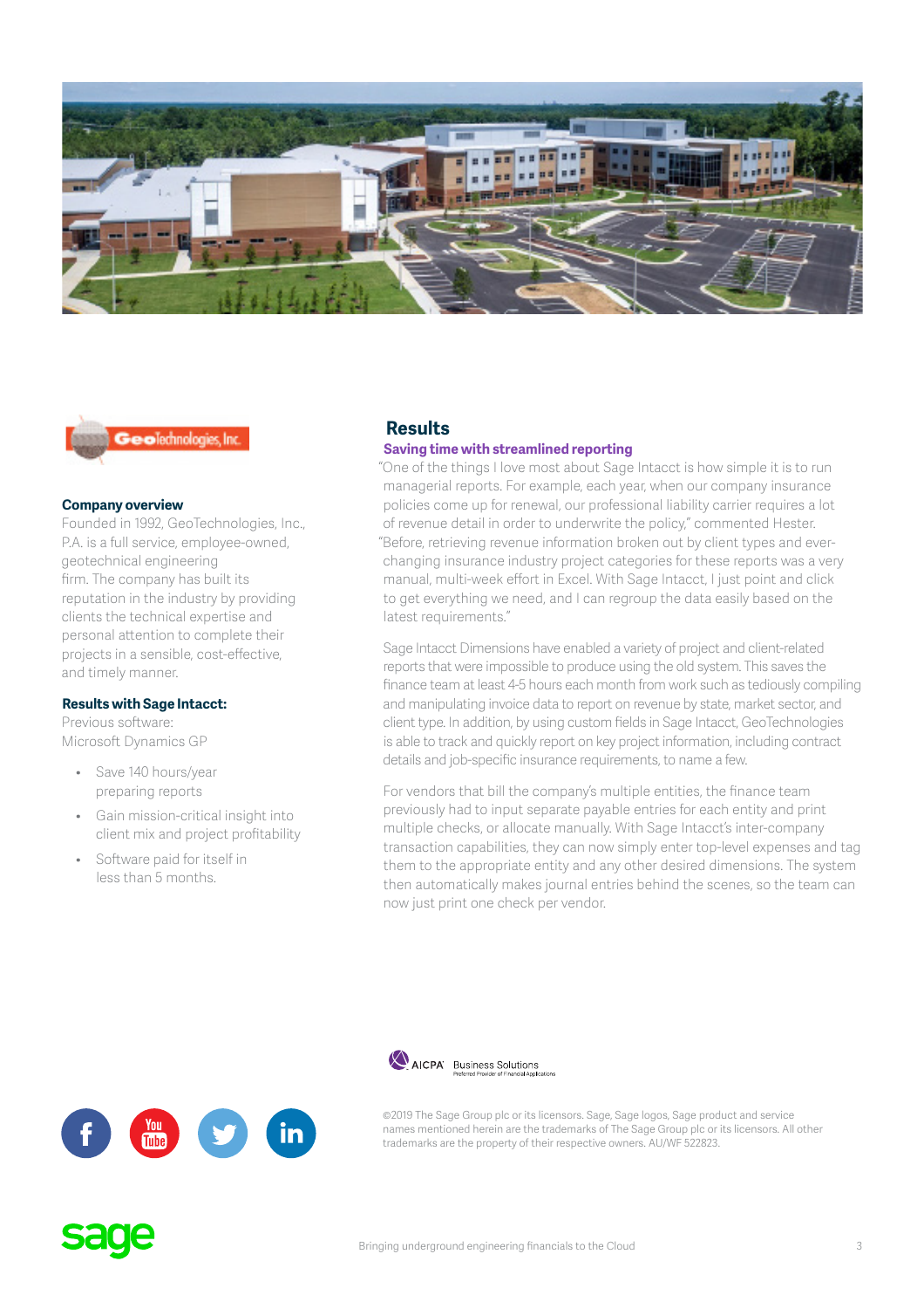### Company overview

Founded in 1992, GeoTechnologies, Inc., P.A. is a full service, employee-owned, geotechnical engineering firm. The company has built its reputation in the industry by providing clients the technical expertise and personal attention to complete their projects in a sensible, cost-effective, and timely manner.

### Results with Sage Intacct:

Previous software:
Microsoft Dynamics GP

- Save 140 hours/year preparing reports
- Gain mission-critical insight into client mix and project profitability
- Software paid for itself in less than 5 months.

## Results

### Saving time with streamlined reporting

"One of the things I love most about Sage Intacct is how simple it is to run managerial reports. For example, each year, when our company insurance policies come up for renewal, our professional liability carrier requires a lot of revenue detail in order to underwrite the policy," commented Hester. "Before, retrieving revenue information broken out by client types and ever-changing insurance industry project categories for these reports was a very manual, multi-week effort in Excel. With Sage Intacct, I just point and click to get everything we need, and I can regroup the data easily based on the latest requirements."

Sage Intacct Dimensions have enabled a variety of project and client-related reports that were impossible to produce using the old system. This saves the finance team at least 4-5 hours each month from work such as tediously compiling and manipulating invoice data to report on revenue by state, market sector, and client type. In addition, by using custom fields in Sage Intacct, GeoTechnologies is able to track and quickly report on key project information, including contract details and job-specific insurance requirements, to name a few.

For vendors that bill the company's multiple entities, the finance team previously had to input separate payable entries for each entity and print multiple checks, or allocate manually. With Sage Intacct's inter-company transaction capabilities, they can now simply enter top-level expenses and tag them to the appropriate entity and any other desired dimensions. The system then automatically makes journal entries behind the scenes, so the team can now just print one check per vendor.

AICPA Business Solutions
Preferred Provider of Financial Applications

©2019 The Sage Group plc or its licensors. Sage, Sage logos, Sage product and service names mentioned herein are the trademarks of The Sage Group plc or its licensors. All other trademarks are the property of their respective owners. AU/WF 522823.